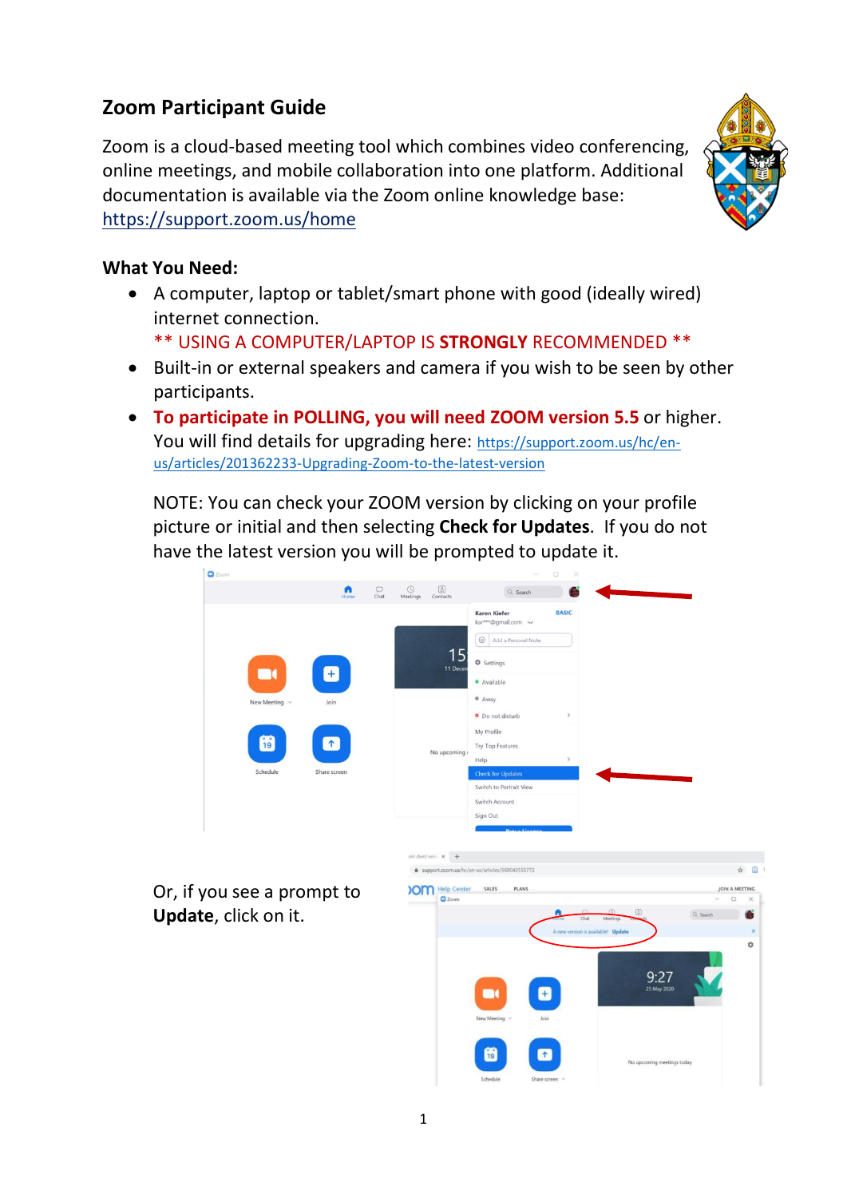# Zoom Participant Guide

Zoom is a cloud-based meeting tool which combines video conferencing, online meetings, and mobile collaboration into one platform. Additional documentation is available via the Zoom online knowledge base: https://support.zoom.us/home

**What You Need:**

- A computer, laptop or tablet/smart phone with good (ideally wired) internet connection.
  ** USING A COMPUTER/LAPTOP IS **STRONGLY** RECOMMENDED **
- Built-in or external speakers and camera if you wish to be seen by other participants.
- **To participate in POLLING, you will need ZOOM version 5.5** or higher. You will find details for upgrading here: https://support.zoom.us/hc/en-us/articles/201362233-Upgrading-Zoom-to-the-latest-version

  NOTE: You can check your ZOOM version by clicking on your profile picture or initial and then selecting **Check for Updates**. If you do not have the latest version you will be prompted to update it.

  Or, if you see a prompt to **Update**, click on it.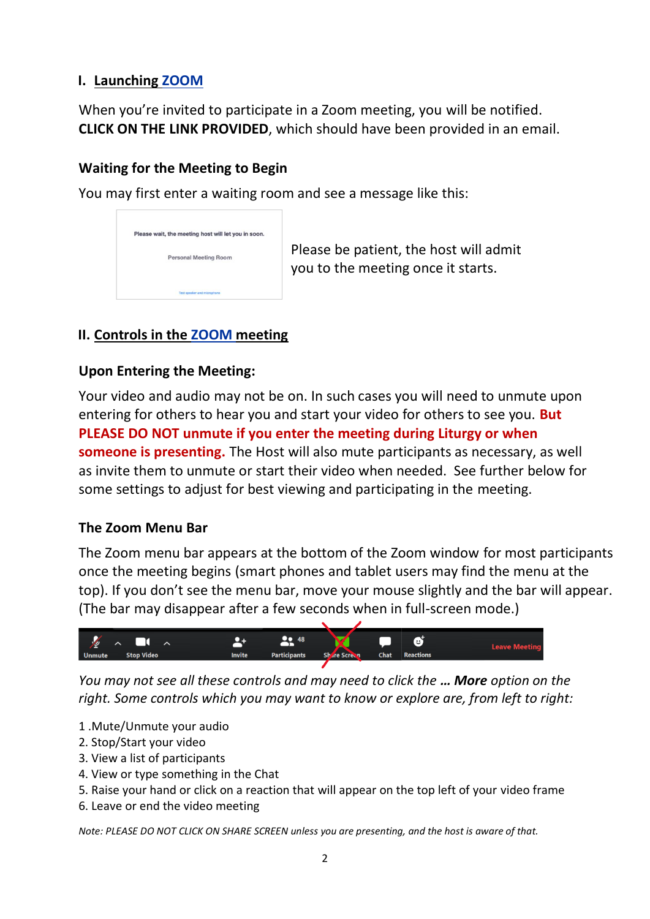## I. Launching ZOOM

When you're invited to participate in a Zoom meeting, you will be notified. **CLICK ON THE LINK PROVIDED**, which should have been provided in an email.

### Waiting for the Meeting to Begin

You may first enter a waiting room and see a message like this:

Please be patient, the host will admit you to the meeting once it starts.

## II. Controls in the ZOOM meeting

### Upon Entering the Meeting:

Your video and audio may not be on. In such cases you will need to unmute upon entering for others to hear you and start your video for others to see you. **But PLEASE DO NOT unmute if you enter the meeting during Liturgy or when someone is presenting.** The Host will also mute participants as necessary, as well as invite them to unmute or start their video when needed. See further below for some settings to adjust for best viewing and participating in the meeting.

### The Zoom Menu Bar

The Zoom menu bar appears at the bottom of the Zoom window for most participants once the meeting begins (smart phones and tablet users may find the menu at the top). If you don't see the menu bar, move your mouse slightly and the bar will appear. (The bar may disappear after a few seconds when in full-screen mode.)

*You may not see all these controls and may need to click the* ***… More*** *option on the right. Some controls which you may want to know or explore are, from left to right:*

1. Mute/Unmute your audio
2. Stop/Start your video
3. View a list of participants
4. View or type something in the Chat
5. Raise your hand or click on a reaction that will appear on the top left of your video frame
6. Leave or end the video meeting

*Note: PLEASE DO NOT CLICK ON SHARE SCREEN unless you are presenting, and the host is aware of that.*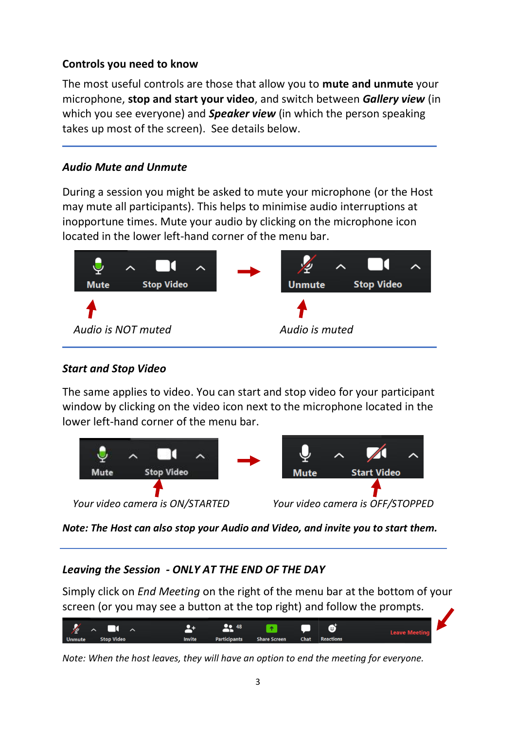**Controls you need to know**

The most useful controls are those that allow you to **mute and unmute** your microphone, **stop and start your video**, and switch between ***Gallery view*** (in which you see everyone) and ***Speaker view*** (in which the person speaking takes up most of the screen). See details below.

---

***Audio Mute and Unmute***

During a session you might be asked to mute your microphone (or the Host may mute all participants). This helps to minimise audio interruptions at inopportune times. Mute your audio by clicking on the microphone icon located in the lower left-hand corner of the menu bar.

*Audio is NOT muted*

*Audio is muted*

---

***Start and Stop Video***

The same applies to video. You can start and stop video for your participant window by clicking on the video icon next to the microphone located in the lower left-hand corner of the menu bar.

*Your video camera is ON/STARTED*

*Your video camera is OFF/STOPPED*

***Note: The Host can also stop your Audio and Video, and invite you to start them.***

---

***Leaving the Session - ONLY AT THE END OF THE DAY***

Simply click on *End Meeting* on the right of the menu bar at the bottom of your screen (or you may see a button at the top right) and follow the prompts.

*Note: When the host leaves, they will have an option to end the meeting for everyone.*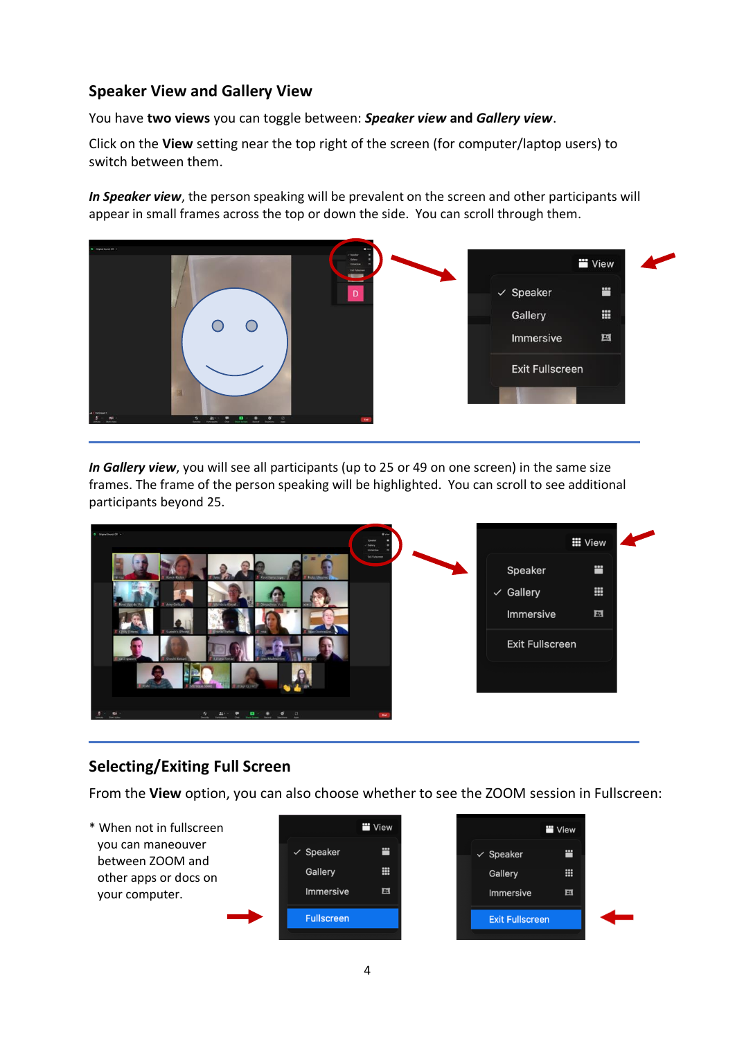## Speaker View and Gallery View

You have **two views** you can toggle between: ***Speaker view* and *Gallery view***.

Click on the **View** setting near the top right of the screen (for computer/laptop users) to switch between them.

***In Speaker view***, the person speaking will be prevalent on the screen and other participants will appear in small frames across the top or down the side. You can scroll through them.

***In Gallery view***, you will see all participants (up to 25 or 49 on one screen) in the same size frames. The frame of the person speaking will be highlighted. You can scroll to see additional participants beyond 25.

## Selecting/Exiting Full Screen

From the **View** option, you can also choose whether to see the ZOOM session in Fullscreen:

\* When not in fullscreen you can maneouver between ZOOM and other apps or docs on your computer.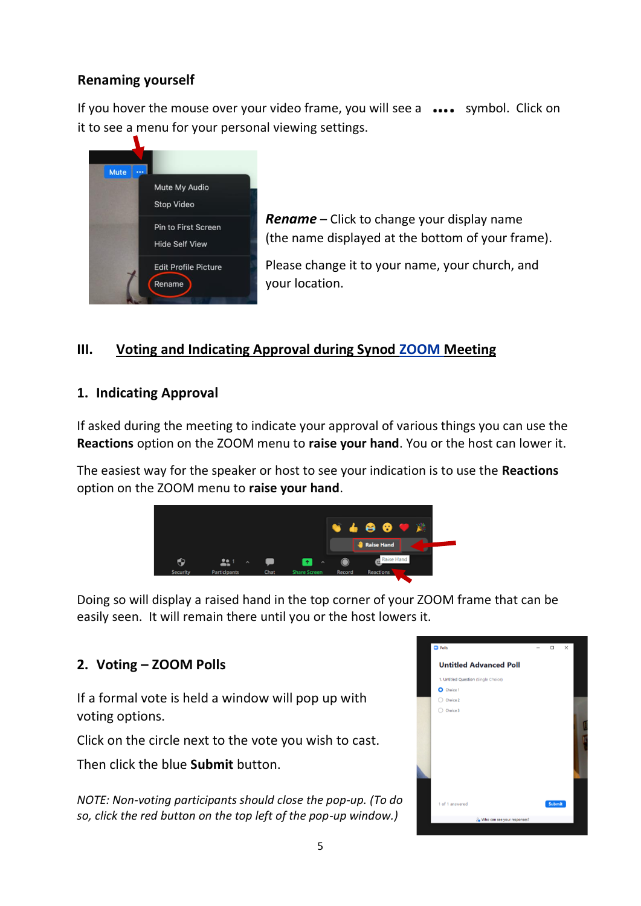## Renaming yourself

If you hover the mouse over your video frame, you will see a **••••** symbol. Click on it to see a menu for your personal viewing settings.

***Rename*** – Click to change your display name (the name displayed at the bottom of your frame).

Please change it to your name, your church, and your location.

## III. Voting and Indicating Approval during Synod ZOOM Meeting

### 1. Indicating Approval

If asked during the meeting to indicate your approval of various things you can use the **Reactions** option on the ZOOM menu to **raise your hand**. You or the host can lower it.

The easiest way for the speaker or host to see your indication is to use the **Reactions** option on the ZOOM menu to **raise your hand**.

Doing so will display a raised hand in the top corner of your ZOOM frame that can be easily seen. It will remain there until you or the host lowers it.

### 2. Voting – ZOOM Polls

If a formal vote is held a window will pop up with voting options.

Click on the circle next to the vote you wish to cast.

Then click the blue **Submit** button.

*NOTE: Non-voting participants should close the pop-up. (To do so, click the red button on the top left of the pop-up window.)*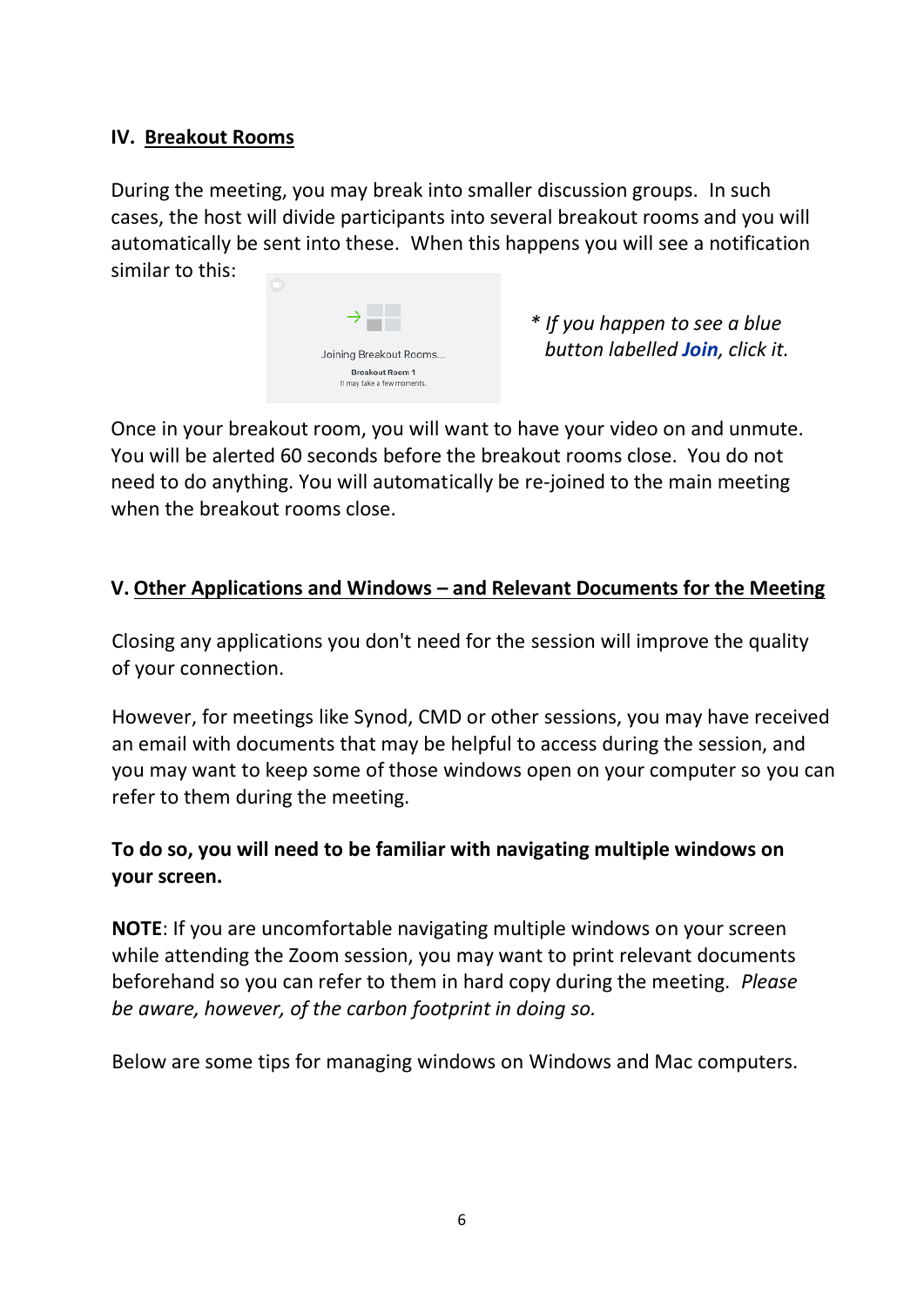## IV. Breakout Rooms

During the meeting, you may break into smaller discussion groups. In such cases, the host will divide participants into several breakout rooms and you will automatically be sent into these. When this happens you will see a notification similar to this:

Joining Breakout Rooms...
Breakout Room 1
It may take a few moments.

*\* If you happen to see a blue button labelled **Join**, click it.*

Once in your breakout room, you will want to have your video on and unmute. You will be alerted 60 seconds before the breakout rooms close. You do not need to do anything. You will automatically be re-joined to the main meeting when the breakout rooms close.

## V. Other Applications and Windows – and Relevant Documents for the Meeting

Closing any applications you don't need for the session will improve the quality of your connection.

However, for meetings like Synod, CMD or other sessions, you may have received an email with documents that may be helpful to access during the session, and you may want to keep some of those windows open on your computer so you can refer to them during the meeting.

**To do so, you will need to be familiar with navigating multiple windows on your screen.**

**NOTE**: If you are uncomfortable navigating multiple windows on your screen while attending the Zoom session, you may want to print relevant documents beforehand so you can refer to them in hard copy during the meeting. *Please be aware, however, of the carbon footprint in doing so.*

Below are some tips for managing windows on Windows and Mac computers.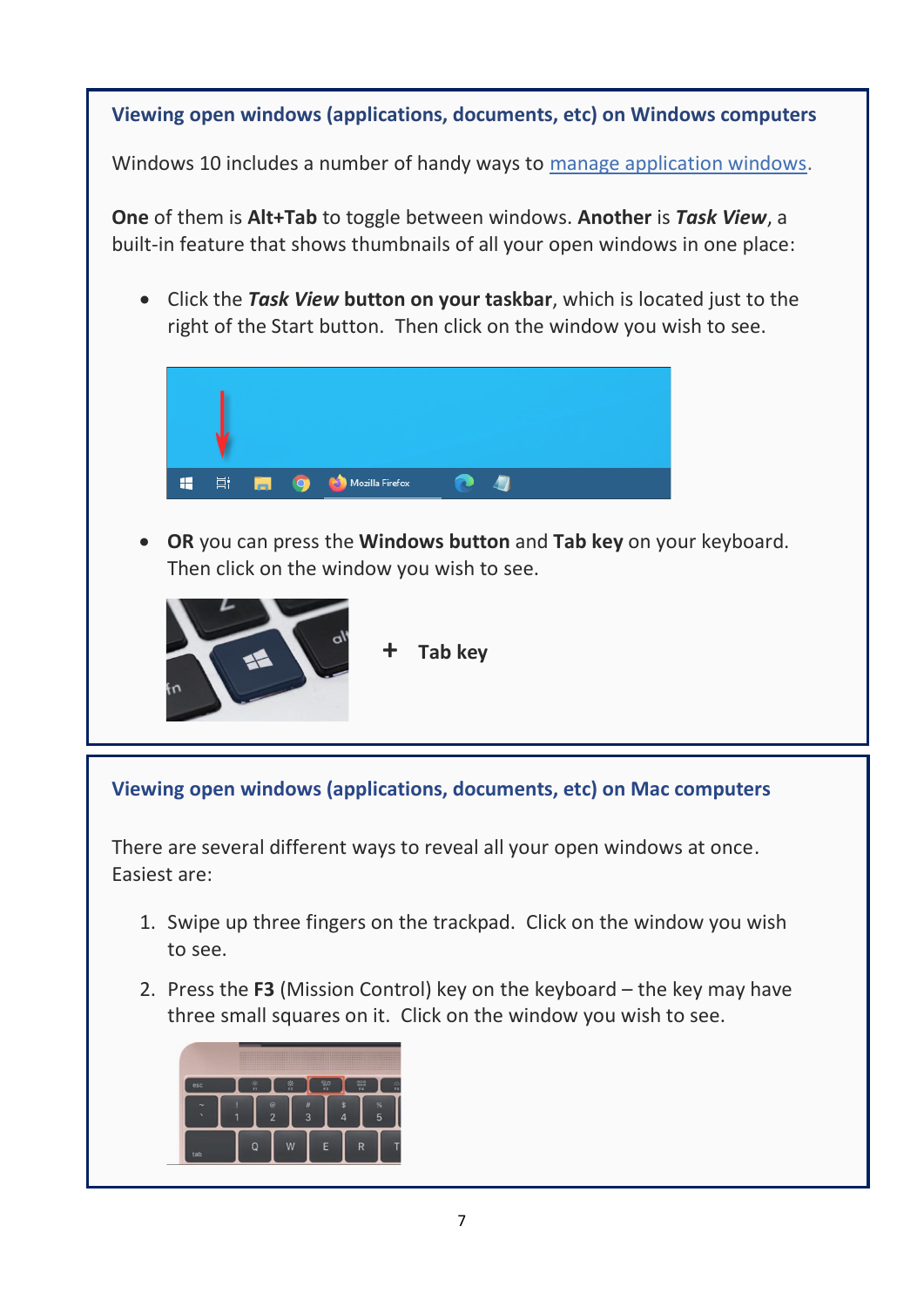### Viewing open windows (applications, documents, etc) on Windows computers

Windows 10 includes a number of handy ways to manage application windows.

**One** of them is **Alt+Tab** to toggle between windows. **Another** is ***Task View***, a built-in feature that shows thumbnails of all your open windows in one place:

- Click the ***Task View*** **button on your taskbar**, which is located just to the right of the Start button. Then click on the window you wish to see.

- **OR** you can press the **Windows button** and **Tab key** on your keyboard. Then click on the window you wish to see.

**+ Tab key**

### Viewing open windows (applications, documents, etc) on Mac computers

There are several different ways to reveal all your open windows at once. Easiest are:

1. Swipe up three fingers on the trackpad. Click on the window you wish to see.
2. Press the **F3** (Mission Control) key on the keyboard – the key may have three small squares on it. Click on the window you wish to see.